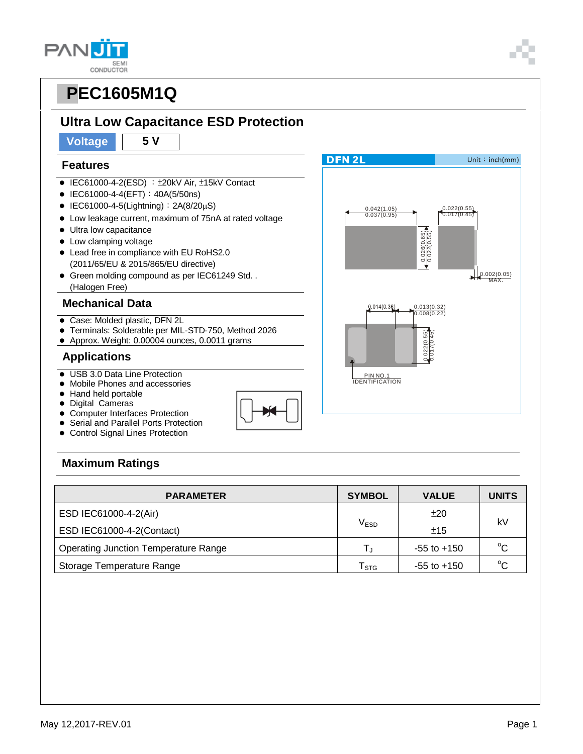# PEC1605M1Q

## Ultra Low Capacitance ESD Protection

**Voltage** | **5 V**

### Features

- IEC61000-4-2(ESD) ：±20kV Air, ±15kV Contact
- IEC61000-4-4(EFT)：40A(5/50ns)
- IEC61000-4-5(Lightning)：2A(8/20µS)
- Low leakage current, maximum of 75nA at rated voltage
- Ultra low capacitance
- Low clamping voltage
- Lead free in compliance with EU RoHS2.0 (2011/65/EU & 2015/865/EU directive)
- Green molding compound as per IEC61249 Std. . (Halogen Free)

### Mechanical Data

- Case: Molded plastic, DFN 2L
- Terminals: Solderable per MIL-STD-750, Method 2026
- Approx. Weight: 0.00004 ounces, 0.0011 grams

### Applications

- USB 3.0 Data Line Protection
- Mobile Phones and accessories
- Hand held portable
- Digital Cameras
- Computer Interfaces Protection
- Serial and Parallel Ports Protection
- Control Signal Lines Protection

**DFN 2L** Unit：inch(mm)

0.042(1.05) / 0.037(0.95); 0.022(0.55) / 0.017(0.45); 0.026(0.65) / 0.022(0.55); 0.002(0.05) MAX.; 0.014(0.36); 0.013(0.32) / 0.008(0.22); 0.022(0.55) / 0.017(0.45); PIN NO.1 IDENTIFICATION

### Maximum Ratings

| PARAMETER | SYMBOL | VALUE | UNITS |
|---|---|---|---|
| ESD IEC61000-4-2(Air) | $V_{ESD}$ | ±20 | kV |
| ESD IEC61000-4-2(Contact) | | ±15 | |
| Operating Junction Temperature Range | $T_J$ | -55 to +150 | $^{o}C$ |
| Storage Temperature Range | $T_{STG}$ | -55 to +150 | $^{o}C$ |

May 12,2017-REV.01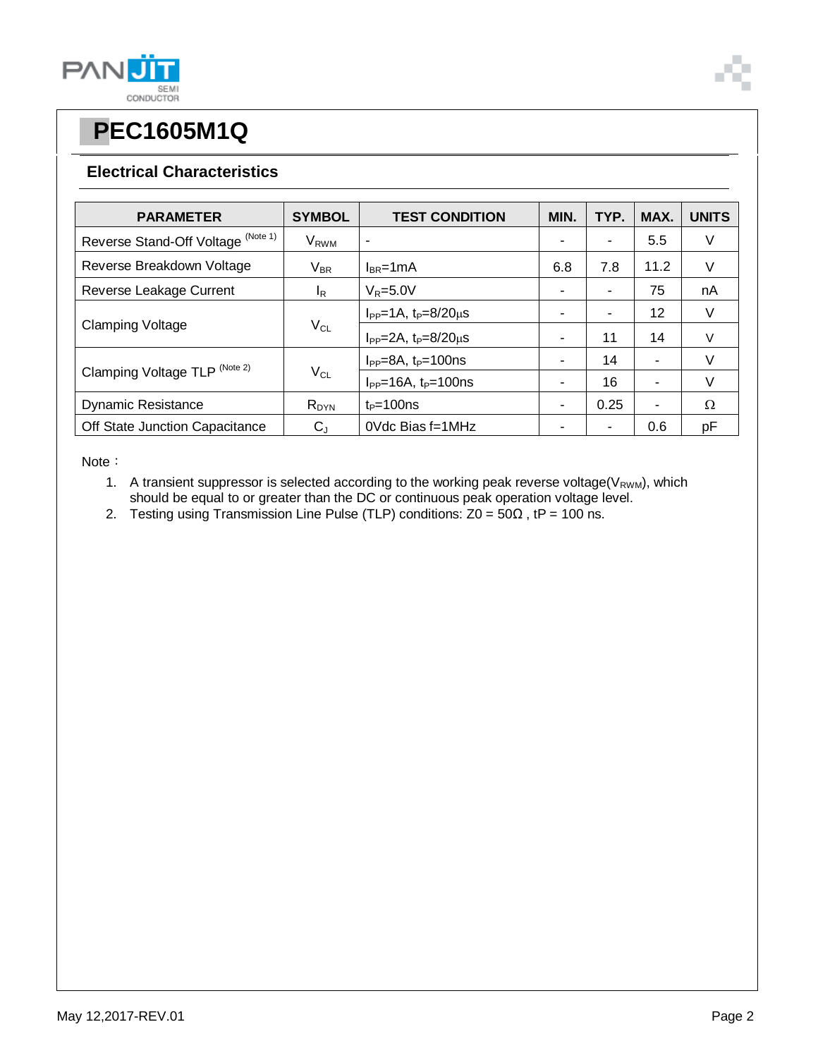# PEC1605M1Q

## Electrical Characteristics

| PARAMETER | SYMBOL | TEST CONDITION | MIN. | TYP. | MAX. | UNITS |
|---|---|---|---|---|---|---|
| Reverse Stand-Off Voltage (Note 1) | $V_{RWM}$ | - | - | - | 5.5 | V |
| Reverse Breakdown Voltage | $V_{BR}$ | $I_{BR}$=1mA | 6.8 | 7.8 | 11.2 | V |
| Reverse Leakage Current | $I_R$ | $V_R$=5.0V | - | - | 75 | nA |
| Clamping Voltage | $V_{CL}$ | $I_{PP}$=1A, $t_P$=8/20μs | - | - | 12 | V |
| | | $I_{PP}$=2A, $t_P$=8/20μs | - | 11 | 14 | V |
| Clamping Voltage TLP (Note 2) | $V_{CL}$ | $I_{PP}$=8A, $t_P$=100ns | - | 14 | - | V |
| | | $I_{PP}$=16A, $t_P$=100ns | - | 16 | - | V |
| Dynamic Resistance | $R_{DYN}$ | $t_P$=100ns | - | 0.25 | - | Ω |
| Off State Junction Capacitance | $C_J$ | 0Vdc Bias f=1MHz | - | - | 0.6 | pF |

Note：

1. A transient suppressor is selected according to the working peak reverse voltage($V_{RWM}$), which should be equal to or greater than the DC or continuous peak operation voltage level.
2. Testing using Transmission Line Pulse (TLP) conditions: Z0 = 50Ω , tP = 100 ns.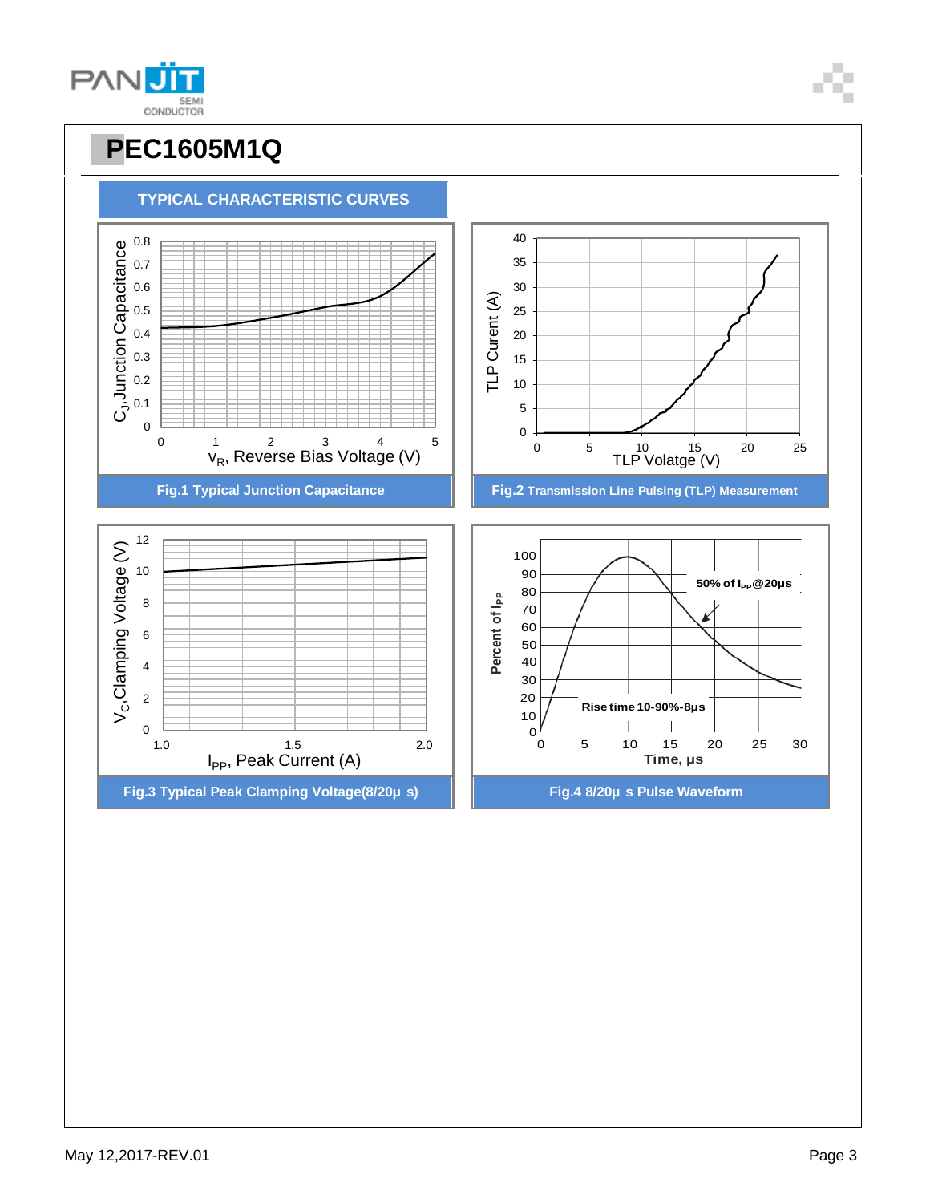# PEC1605M1Q

## TYPICAL CHARACTERISTIC CURVES

Fig.1 Typical Junction Capacitance

Fig.2 Transmission Line Pulsing (TLP) Measurement

Fig.3 Typical Peak Clamping Voltage(8/20μ s)

Fig.4 8/20μ s Pulse Waveform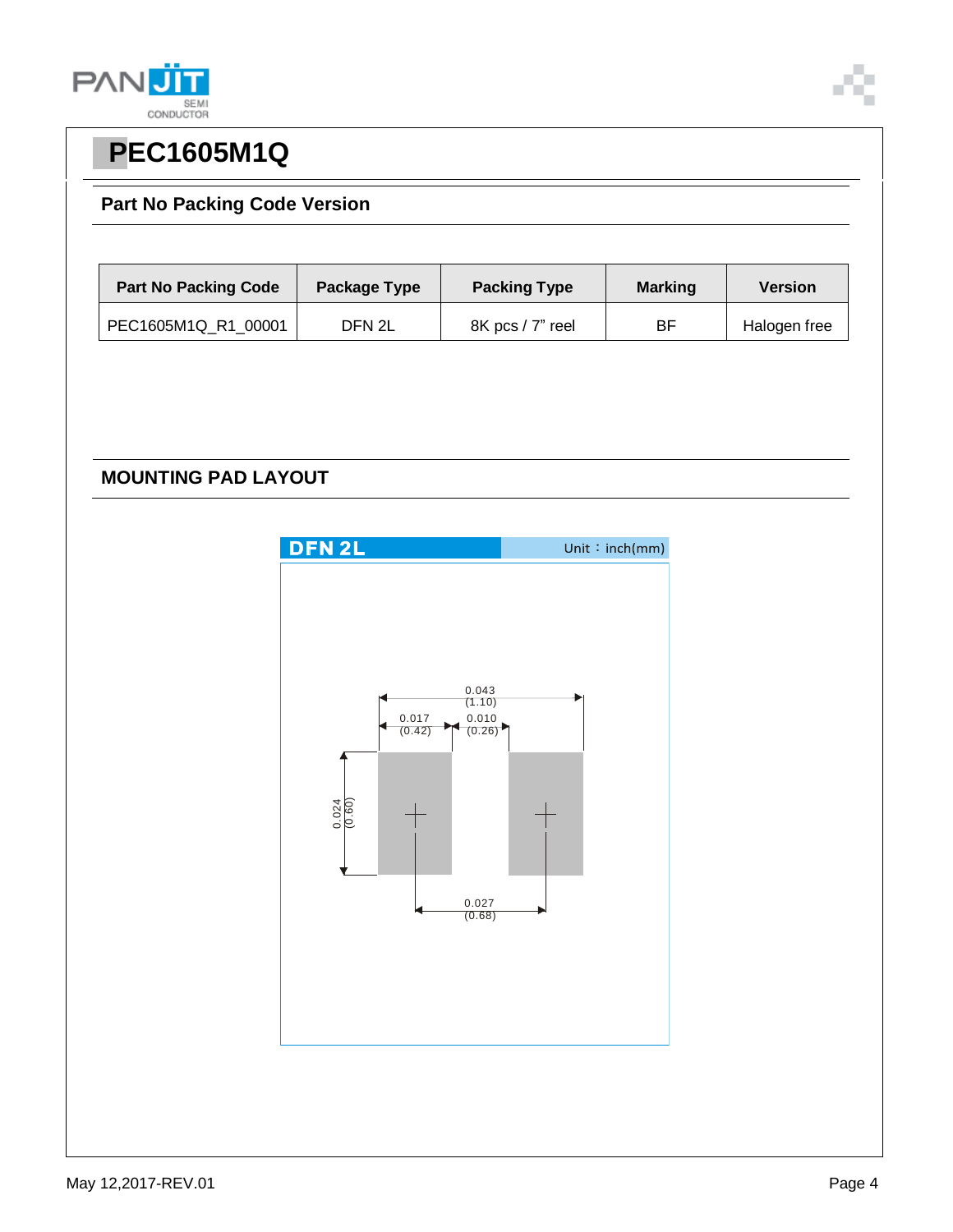# PEC1605M1Q

## Part No Packing Code Version

| Part No Packing Code | Package Type | Packing Type | Marking | Version |
|---|---|---|---|---|
| PEC1605M1Q_R1_00001 | DFN 2L | 8K pcs / 7" reel | BF | Halogen free |

## MOUNTING PAD LAYOUT

DFN 2L    Unit：inch(mm)

0.043 (1.10)
0.017 (0.42)
0.010 (0.26)
0.024 (0.60)
0.027 (0.68)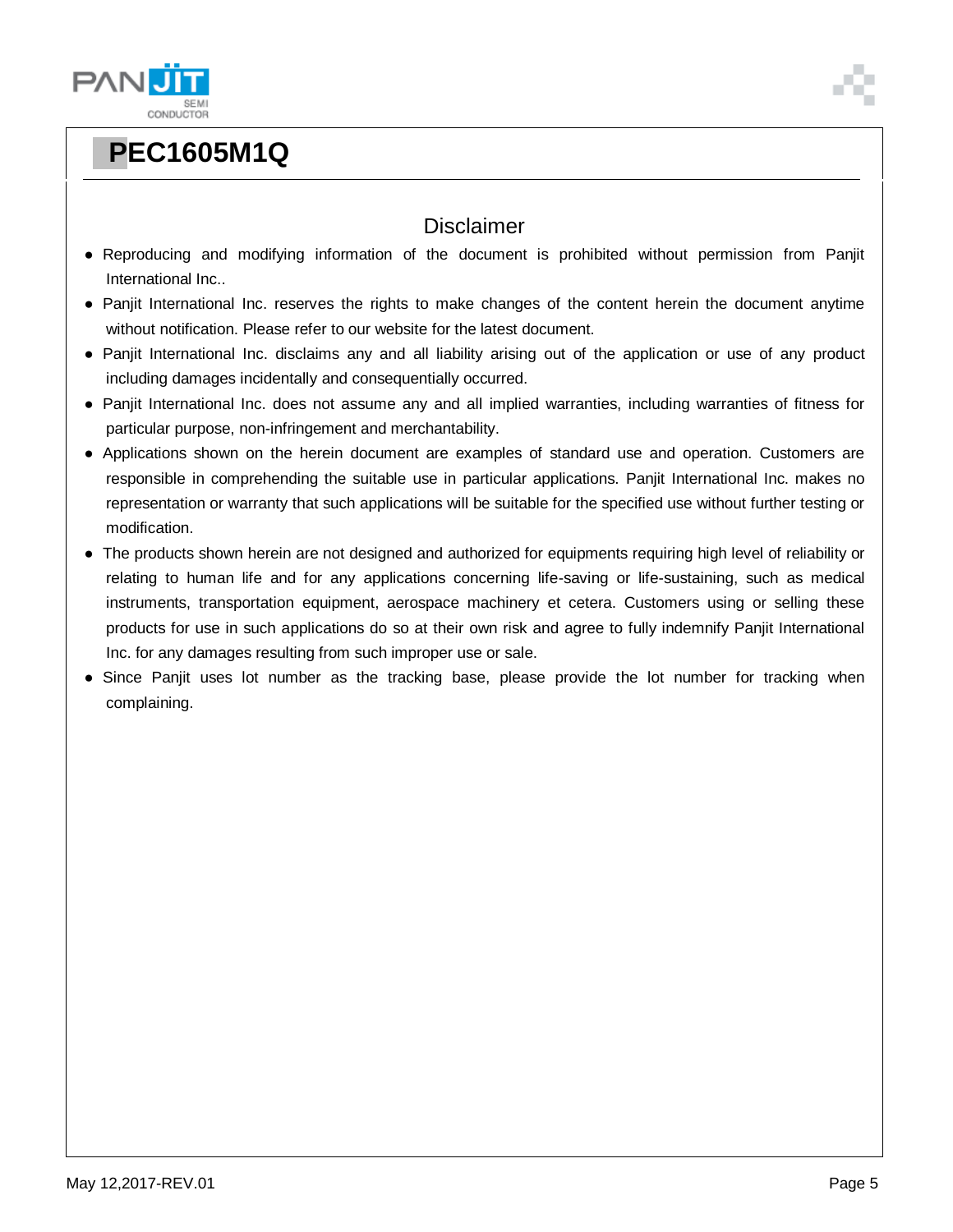# PEC1605M1Q

## Disclaimer

- Reproducing and modifying information of the document is prohibited without permission from Panjit International Inc..
- Panjit International Inc. reserves the rights to make changes of the content herein the document anytime without notification. Please refer to our website for the latest document.
- Panjit International Inc. disclaims any and all liability arising out of the application or use of any product including damages incidentally and consequentially occurred.
- Panjit International Inc. does not assume any and all implied warranties, including warranties of fitness for particular purpose, non-infringement and merchantability.
- Applications shown on the herein document are examples of standard use and operation. Customers are responsible in comprehending the suitable use in particular applications. Panjit International Inc. makes no representation or warranty that such applications will be suitable for the specified use without further testing or modification.
- The products shown herein are not designed and authorized for equipments requiring high level of reliability or relating to human life and for any applications concerning life-saving or life-sustaining, such as medical instruments, transportation equipment, aerospace machinery et cetera. Customers using or selling these products for use in such applications do so at their own risk and agree to fully indemnify Panjit International Inc. for any damages resulting from such improper use or sale.
- Since Panjit uses lot number as the tracking base, please provide the lot number for tracking when complaining.